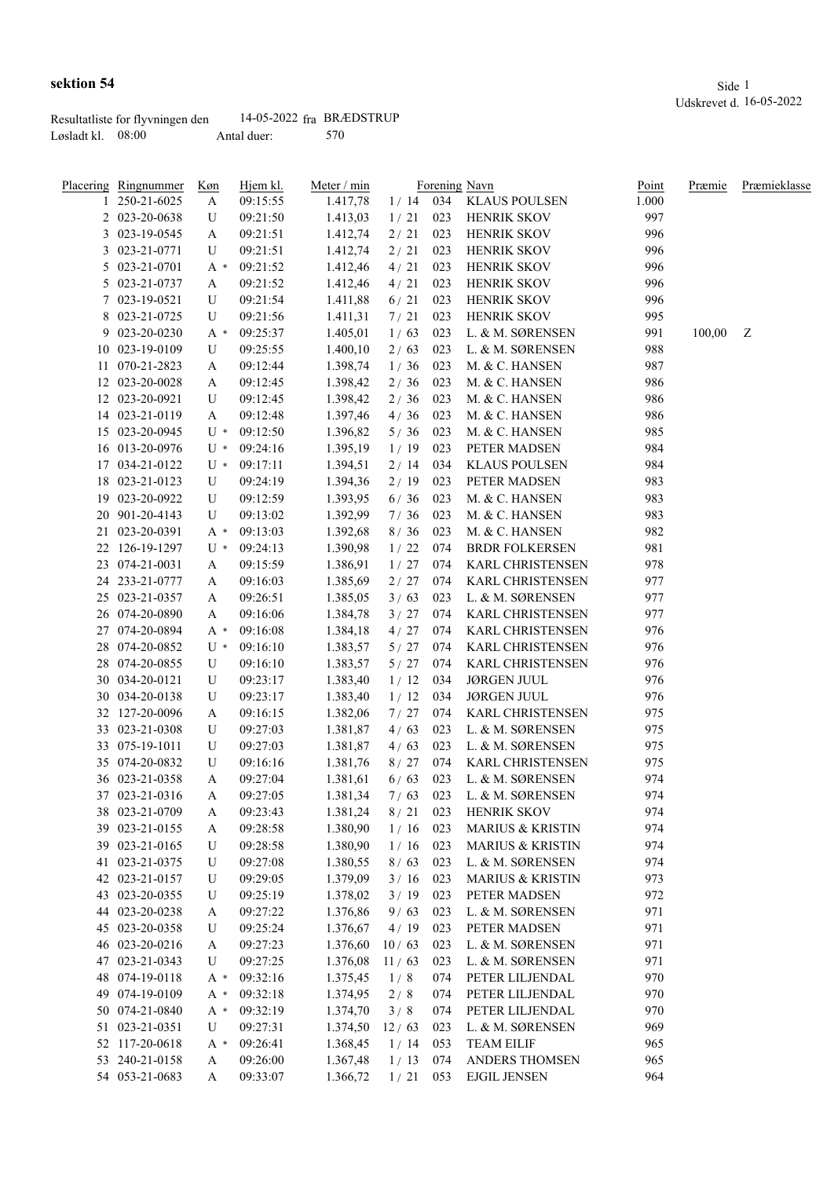**sektion 54**

Side 1
Udskrevet d. 16-05-2022

Resultatliste for flyvningen den 14-05-2022 fra BRÆDSTRUP
Løsladt kl. 08:00 Antal duer: 570

| Placering | Ringnummer | Køn | Hjem kl. | Meter / min | | Forening | Navn | Point | Præmie | Præmieklasse |
|---|---|---|---|---|---|---|---|---|---|---|
| 1 | 250-21-6025 | A | 09:15:55 | 1.417,78 | 1 / 14 | 034 | KLAUS POULSEN | 1.000 | | |
| 2 | 023-20-0638 | U | 09:21:50 | 1.413,03 | 1 / 21 | 023 | HENRIK SKOV | 997 | | |
| 3 | 023-19-0545 | A | 09:21:51 | 1.412,74 | 2 / 21 | 023 | HENRIK SKOV | 996 | | |
| 3 | 023-21-0771 | U | 09:21:51 | 1.412,74 | 2 / 21 | 023 | HENRIK SKOV | 996 | | |
| 5 | 023-21-0701 | A * | 09:21:52 | 1.412,46 | 4 / 21 | 023 | HENRIK SKOV | 996 | | |
| 5 | 023-21-0737 | A | 09:21:52 | 1.412,46 | 4 / 21 | 023 | HENRIK SKOV | 996 | | |
| 7 | 023-19-0521 | U | 09:21:54 | 1.411,88 | 6 / 21 | 023 | HENRIK SKOV | 996 | | |
| 8 | 023-21-0725 | U | 09:21:56 | 1.411,31 | 7 / 21 | 023 | HENRIK SKOV | 995 | | |
| 9 | 023-20-0230 | A * | 09:25:37 | 1.405,01 | 1 / 63 | 023 | L. & M. SØRENSEN | 991 | 100,00 | Z |
| 10 | 023-19-0109 | U | 09:25:55 | 1.400,10 | 2 / 63 | 023 | L. & M. SØRENSEN | 988 | | |
| 11 | 070-21-2823 | A | 09:12:44 | 1.398,74 | 1 / 36 | 023 | M. & C. HANSEN | 987 | | |
| 12 | 023-20-0028 | A | 09:12:45 | 1.398,42 | 2 / 36 | 023 | M. & C. HANSEN | 986 | | |
| 12 | 023-20-0921 | U | 09:12:45 | 1.398,42 | 2 / 36 | 023 | M. & C. HANSEN | 986 | | |
| 14 | 023-21-0119 | A | 09:12:48 | 1.397,46 | 4 / 36 | 023 | M. & C. HANSEN | 986 | | |
| 15 | 023-20-0945 | U * | 09:12:50 | 1.396,82 | 5 / 36 | 023 | M. & C. HANSEN | 985 | | |
| 16 | 013-20-0976 | U * | 09:24:16 | 1.395,19 | 1 / 19 | 023 | PETER MADSEN | 984 | | |
| 17 | 034-21-0122 | U * | 09:17:11 | 1.394,51 | 2 / 14 | 034 | KLAUS POULSEN | 984 | | |
| 18 | 023-21-0123 | U | 09:24:19 | 1.394,36 | 2 / 19 | 023 | PETER MADSEN | 983 | | |
| 19 | 023-20-0922 | U | 09:12:59 | 1.393,95 | 6 / 36 | 023 | M. & C. HANSEN | 983 | | |
| 20 | 901-20-4143 | U | 09:13:02 | 1.392,99 | 7 / 36 | 023 | M. & C. HANSEN | 983 | | |
| 21 | 023-20-0391 | A * | 09:13:03 | 1.392,68 | 8 / 36 | 023 | M. & C. HANSEN | 982 | | |
| 22 | 126-19-1297 | U * | 09:24:13 | 1.390,98 | 1 / 22 | 074 | BRDR FOLKERSEN | 981 | | |
| 23 | 074-21-0031 | A | 09:15:59 | 1.386,91 | 1 / 27 | 074 | KARL CHRISTENSEN | 978 | | |
| 24 | 233-21-0777 | A | 09:16:03 | 1.385,69 | 2 / 27 | 074 | KARL CHRISTENSEN | 977 | | |
| 25 | 023-21-0357 | A | 09:26:51 | 1.385,05 | 3 / 63 | 023 | L. & M. SØRENSEN | 977 | | |
| 26 | 074-20-0890 | A | 09:16:06 | 1.384,78 | 3 / 27 | 074 | KARL CHRISTENSEN | 977 | | |
| 27 | 074-20-0894 | A * | 09:16:08 | 1.384,18 | 4 / 27 | 074 | KARL CHRISTENSEN | 976 | | |
| 28 | 074-20-0852 | U * | 09:16:10 | 1.383,57 | 5 / 27 | 074 | KARL CHRISTENSEN | 976 | | |
| 28 | 074-20-0855 | U | 09:16:10 | 1.383,57 | 5 / 27 | 074 | KARL CHRISTENSEN | 976 | | |
| 30 | 034-20-0121 | U | 09:23:17 | 1.383,40 | 1 / 12 | 034 | JØRGEN JUUL | 976 | | |
| 30 | 034-20-0138 | U | 09:23:17 | 1.383,40 | 1 / 12 | 034 | JØRGEN JUUL | 976 | | |
| 32 | 127-20-0096 | A | 09:16:15 | 1.382,06 | 7 / 27 | 074 | KARL CHRISTENSEN | 975 | | |
| 33 | 023-21-0308 | U | 09:27:03 | 1.381,87 | 4 / 63 | 023 | L. & M. SØRENSEN | 975 | | |
| 33 | 075-19-1011 | U | 09:27:03 | 1.381,87 | 4 / 63 | 023 | L. & M. SØRENSEN | 975 | | |
| 35 | 074-20-0832 | U | 09:16:16 | 1.381,76 | 8 / 27 | 074 | KARL CHRISTENSEN | 975 | | |
| 36 | 023-21-0358 | A | 09:27:04 | 1.381,61 | 6 / 63 | 023 | L. & M. SØRENSEN | 974 | | |
| 37 | 023-21-0316 | A | 09:27:05 | 1.381,34 | 7 / 63 | 023 | L. & M. SØRENSEN | 974 | | |
| 38 | 023-21-0709 | A | 09:23:43 | 1.381,24 | 8 / 21 | 023 | HENRIK SKOV | 974 | | |
| 39 | 023-21-0155 | A | 09:28:58 | 1.380,90 | 1 / 16 | 023 | MARIUS & KRISTIN | 974 | | |
| 39 | 023-21-0165 | U | 09:28:58 | 1.380,90 | 1 / 16 | 023 | MARIUS & KRISTIN | 974 | | |
| 41 | 023-21-0375 | U | 09:27:08 | 1.380,55 | 8 / 63 | 023 | L. & M. SØRENSEN | 974 | | |
| 42 | 023-21-0157 | U | 09:29:05 | 1.379,09 | 3 / 16 | 023 | MARIUS & KRISTIN | 973 | | |
| 43 | 023-20-0355 | U | 09:25:19 | 1.378,02 | 3 / 19 | 023 | PETER MADSEN | 972 | | |
| 44 | 023-20-0238 | A | 09:27:22 | 1.376,86 | 9 / 63 | 023 | L. & M. SØRENSEN | 971 | | |
| 45 | 023-20-0358 | U | 09:25:24 | 1.376,67 | 4 / 19 | 023 | PETER MADSEN | 971 | | |
| 46 | 023-20-0216 | A | 09:27:23 | 1.376,60 | 10 / 63 | 023 | L. & M. SØRENSEN | 971 | | |
| 47 | 023-21-0343 | U | 09:27:25 | 1.376,08 | 11 / 63 | 023 | L. & M. SØRENSEN | 971 | | |
| 48 | 074-19-0118 | A * | 09:32:16 | 1.375,45 | 1 / 8 | 074 | PETER LILJENDAL | 970 | | |
| 49 | 074-19-0109 | A * | 09:32:18 | 1.374,95 | 2 / 8 | 074 | PETER LILJENDAL | 970 | | |
| 50 | 074-21-0840 | A * | 09:32:19 | 1.374,70 | 3 / 8 | 074 | PETER LILJENDAL | 970 | | |
| 51 | 023-21-0351 | U | 09:27:31 | 1.374,50 | 12 / 63 | 023 | L. & M. SØRENSEN | 969 | | |
| 52 | 117-20-0618 | A * | 09:26:41 | 1.368,45 | 1 / 14 | 053 | TEAM EILIF | 965 | | |
| 53 | 240-21-0158 | A | 09:26:00 | 1.367,48 | 1 / 13 | 074 | ANDERS THOMSEN | 965 | | |
| 54 | 053-21-0683 | A | 09:33:07 | 1.366,72 | 1 / 21 | 053 | EJGIL JENSEN | 964 | | |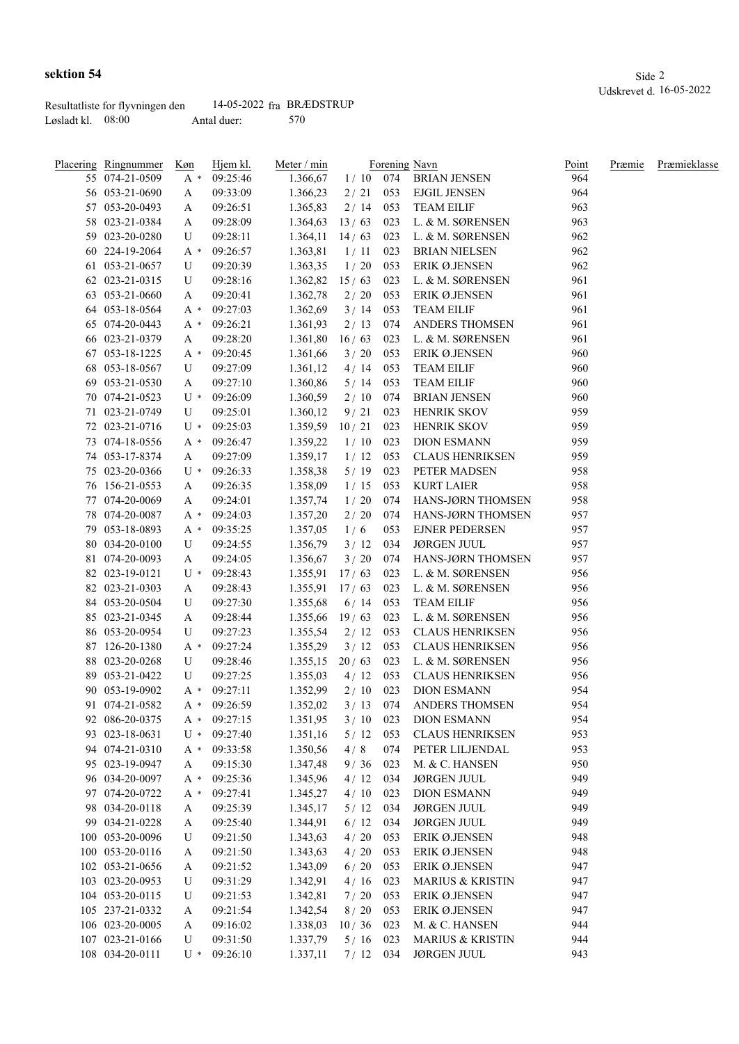**sektion 54**

Udskrevet d. 16-05-2022

Resultatliste for flyvningen den 14-05-2022 fra BRÆDSTRUP
Løsladt kl. 08:00 Antal duer: 570

| Placering | Ringnummer | Køn | Hjem kl. | Meter / min | | Forening | Navn | Point | Præmie | Præmieklasse |
|---|---|---|---|---|---|---|---|---|---|---|
| 55 | 074-21-0509 | A * | 09:25:46 | 1.366,67 | 1 / 10 | 074 | BRIAN JENSEN | 964 | | |
| 56 | 053-21-0690 | A | 09:33:09 | 1.366,23 | 2 / 21 | 053 | EJGIL JENSEN | 964 | | |
| 57 | 053-20-0493 | A | 09:26:51 | 1.365,83 | 2 / 14 | 053 | TEAM EILIF | 963 | | |
| 58 | 023-21-0384 | A | 09:28:09 | 1.364,63 | 13 / 63 | 023 | L. & M. SØRENSEN | 963 | | |
| 59 | 023-20-0280 | U | 09:28:11 | 1.364,11 | 14 / 63 | 023 | L. & M. SØRENSEN | 962 | | |
| 60 | 224-19-2064 | A * | 09:26:57 | 1.363,81 | 1 / 11 | 023 | BRIAN NIELSEN | 962 | | |
| 61 | 053-21-0657 | U | 09:20:39 | 1.363,35 | 1 / 20 | 053 | ERIK Ø.JENSEN | 962 | | |
| 62 | 023-21-0315 | U | 09:28:16 | 1.362,82 | 15 / 63 | 023 | L. & M. SØRENSEN | 961 | | |
| 63 | 053-21-0660 | A | 09:20:41 | 1.362,78 | 2 / 20 | 053 | ERIK Ø.JENSEN | 961 | | |
| 64 | 053-18-0564 | A * | 09:27:03 | 1.362,69 | 3 / 14 | 053 | TEAM EILIF | 961 | | |
| 65 | 074-20-0443 | A * | 09:26:21 | 1.361,93 | 2 / 13 | 074 | ANDERS THOMSEN | 961 | | |
| 66 | 023-21-0379 | A | 09:28:20 | 1.361,80 | 16 / 63 | 023 | L. & M. SØRENSEN | 961 | | |
| 67 | 053-18-1225 | A * | 09:20:45 | 1.361,66 | 3 / 20 | 053 | ERIK Ø.JENSEN | 960 | | |
| 68 | 053-18-0567 | U | 09:27:09 | 1.361,12 | 4 / 14 | 053 | TEAM EILIF | 960 | | |
| 69 | 053-21-0530 | A | 09:27:10 | 1.360,86 | 5 / 14 | 053 | TEAM EILIF | 960 | | |
| 70 | 074-21-0523 | U * | 09:26:09 | 1.360,59 | 2 / 10 | 074 | BRIAN JENSEN | 960 | | |
| 71 | 023-21-0749 | U | 09:25:01 | 1.360,12 | 9 / 21 | 023 | HENRIK SKOV | 959 | | |
| 72 | 023-21-0716 | U * | 09:25:03 | 1.359,59 | 10 / 21 | 023 | HENRIK SKOV | 959 | | |
| 73 | 074-18-0556 | A * | 09:26:47 | 1.359,22 | 1 / 10 | 023 | DION ESMANN | 959 | | |
| 74 | 053-17-8374 | A | 09:27:09 | 1.359,17 | 1 / 12 | 053 | CLAUS HENRIKSEN | 959 | | |
| 75 | 023-20-0366 | U * | 09:26:33 | 1.358,38 | 5 / 19 | 023 | PETER MADSEN | 958 | | |
| 76 | 156-21-0553 | A | 09:26:35 | 1.358,09 | 1 / 15 | 053 | KURT LAIER | 958 | | |
| 77 | 074-20-0069 | A | 09:24:01 | 1.357,74 | 1 / 20 | 074 | HANS-JØRN THOMSEN | 958 | | |
| 78 | 074-20-0087 | A * | 09:24:03 | 1.357,20 | 2 / 20 | 074 | HANS-JØRN THOMSEN | 957 | | |
| 79 | 053-18-0893 | A * | 09:35:25 | 1.357,05 | 1 / 6 | 053 | EJNER PEDERSEN | 957 | | |
| 80 | 034-20-0100 | U | 09:24:55 | 1.356,79 | 3 / 12 | 034 | JØRGEN JUUL | 957 | | |
| 81 | 074-20-0093 | A | 09:24:05 | 1.356,67 | 3 / 20 | 074 | HANS-JØRN THOMSEN | 957 | | |
| 82 | 023-19-0121 | U * | 09:28:43 | 1.355,91 | 17 / 63 | 023 | L. & M. SØRENSEN | 956 | | |
| 82 | 023-21-0303 | A | 09:28:43 | 1.355,91 | 17 / 63 | 023 | L. & M. SØRENSEN | 956 | | |
| 84 | 053-20-0504 | U | 09:27:30 | 1.355,68 | 6 / 14 | 053 | TEAM EILIF | 956 | | |
| 85 | 023-21-0345 | A | 09:28:44 | 1.355,66 | 19 / 63 | 023 | L. & M. SØRENSEN | 956 | | |
| 86 | 053-20-0954 | U | 09:27:23 | 1.355,54 | 2 / 12 | 053 | CLAUS HENRIKSEN | 956 | | |
| 87 | 126-20-1380 | A * | 09:27:24 | 1.355,29 | 3 / 12 | 053 | CLAUS HENRIKSEN | 956 | | |
| 88 | 023-20-0268 | U | 09:28:46 | 1.355,15 | 20 / 63 | 023 | L. & M. SØRENSEN | 956 | | |
| 89 | 053-21-0422 | U | 09:27:25 | 1.355,03 | 4 / 12 | 053 | CLAUS HENRIKSEN | 956 | | |
| 90 | 053-19-0902 | A * | 09:27:11 | 1.352,99 | 2 / 10 | 023 | DION ESMANN | 954 | | |
| 91 | 074-21-0582 | A * | 09:26:59 | 1.352,02 | 3 / 13 | 074 | ANDERS THOMSEN | 954 | | |
| 92 | 086-20-0375 | A * | 09:27:15 | 1.351,95 | 3 / 10 | 023 | DION ESMANN | 954 | | |
| 93 | 023-18-0631 | U * | 09:27:40 | 1.351,16 | 5 / 12 | 053 | CLAUS HENRIKSEN | 953 | | |
| 94 | 074-21-0310 | A * | 09:33:58 | 1.350,56 | 4 / 8 | 074 | PETER LILJENDAL | 953 | | |
| 95 | 023-19-0947 | A | 09:15:30 | 1.347,48 | 9 / 36 | 023 | M. & C. HANSEN | 950 | | |
| 96 | 034-20-0097 | A * | 09:25:36 | 1.345,96 | 4 / 12 | 034 | JØRGEN JUUL | 949 | | |
| 97 | 074-20-0722 | A * | 09:27:41 | 1.345,27 | 4 / 10 | 023 | DION ESMANN | 949 | | |
| 98 | 034-20-0118 | A | 09:25:39 | 1.345,17 | 5 / 12 | 034 | JØRGEN JUUL | 949 | | |
| 99 | 034-21-0228 | A | 09:25:40 | 1.344,91 | 6 / 12 | 034 | JØRGEN JUUL | 949 | | |
| 100 | 053-20-0096 | U | 09:21:50 | 1.343,63 | 4 / 20 | 053 | ERIK Ø.JENSEN | 948 | | |
| 100 | 053-20-0116 | A | 09:21:50 | 1.343,63 | 4 / 20 | 053 | ERIK Ø.JENSEN | 948 | | |
| 102 | 053-21-0656 | A | 09:21:52 | 1.343,09 | 6 / 20 | 053 | ERIK Ø.JENSEN | 947 | | |
| 103 | 023-20-0953 | U | 09:31:29 | 1.342,91 | 4 / 16 | 023 | MARIUS & KRISTIN | 947 | | |
| 104 | 053-20-0115 | U | 09:21:53 | 1.342,81 | 7 / 20 | 053 | ERIK Ø.JENSEN | 947 | | |
| 105 | 237-21-0332 | A | 09:21:54 | 1.342,54 | 8 / 20 | 053 | ERIK Ø.JENSEN | 947 | | |
| 106 | 023-20-0005 | A | 09:16:02 | 1.338,03 | 10 / 36 | 023 | M. & C. HANSEN | 944 | | |
| 107 | 023-21-0166 | U | 09:31:50 | 1.337,79 | 5 / 16 | 023 | MARIUS & KRISTIN | 944 | | |
| 108 | 034-20-0111 | U * | 09:26:10 | 1.337,11 | 7 / 12 | 034 | JØRGEN JUUL | 943 | | |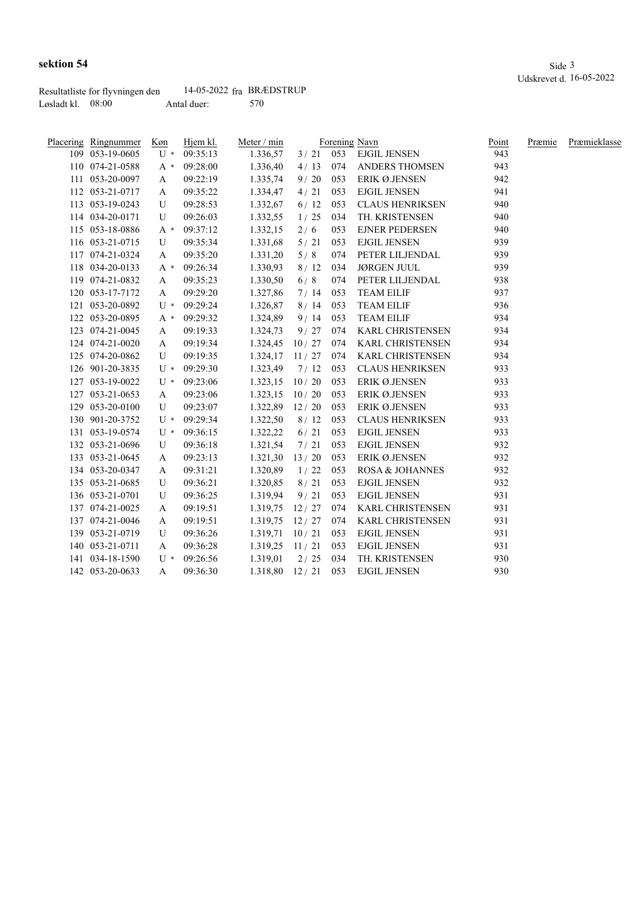# sektion 54

Udskrevet d. 16-05-2022

Resultatliste for flyvningen den 14-05-2022 fra BRÆDSTRUP
Løsladt kl. 08:00 Antal duer: 570

| Placering | Ringnummer | Køn | Hjem kl. | Meter / min | | Forening | Navn | Point | Præmie | Præmieklasse |
|---|---|---|---|---|---|---|---|---|---|---|
| 109 | 053-19-0605 | U * | 09:35:13 | 1.336,57 | 3 / 21 | 053 | EJGIL JENSEN | 943 | | |
| 110 | 074-21-0588 | A * | 09:28:00 | 1.336,40 | 4 / 13 | 074 | ANDERS THOMSEN | 943 | | |
| 111 | 053-20-0097 | A | 09:22:19 | 1.335,74 | 9 / 20 | 053 | ERIK Ø.JENSEN | 942 | | |
| 112 | 053-21-0717 | A | 09:35:22 | 1.334,47 | 4 / 21 | 053 | EJGIL JENSEN | 941 | | |
| 113 | 053-19-0243 | U | 09:28:53 | 1.332,67 | 6 / 12 | 053 | CLAUS HENRIKSEN | 940 | | |
| 114 | 034-20-0171 | U | 09:26:03 | 1.332,55 | 1 / 25 | 034 | TH. KRISTENSEN | 940 | | |
| 115 | 053-18-0886 | A * | 09:37:12 | 1.332,15 | 2 / 6 | 053 | EJNER PEDERSEN | 940 | | |
| 116 | 053-21-0715 | U | 09:35:34 | 1.331,68 | 5 / 21 | 053 | EJGIL JENSEN | 939 | | |
| 117 | 074-21-0324 | A | 09:35:20 | 1.331,20 | 5 / 8 | 074 | PETER LILJENDAL | 939 | | |
| 118 | 034-20-0133 | A * | 09:26:34 | 1.330,93 | 8 / 12 | 034 | JØRGEN JUUL | 939 | | |
| 119 | 074-21-0832 | A | 09:35:23 | 1.330,50 | 6 / 8 | 074 | PETER LILJENDAL | 938 | | |
| 120 | 053-17-7172 | A | 09:29:20 | 1.327,86 | 7 / 14 | 053 | TEAM EILIF | 937 | | |
| 121 | 053-20-0892 | U * | 09:29:24 | 1.326,87 | 8 / 14 | 053 | TEAM EILIF | 936 | | |
| 122 | 053-20-0895 | A * | 09:29:32 | 1.324,89 | 9 / 14 | 053 | TEAM EILIF | 934 | | |
| 123 | 074-21-0045 | A | 09:19:33 | 1.324,73 | 9 / 27 | 074 | KARL CHRISTENSEN | 934 | | |
| 124 | 074-21-0020 | A | 09:19:34 | 1.324,45 | 10 / 27 | 074 | KARL CHRISTENSEN | 934 | | |
| 125 | 074-20-0862 | U | 09:19:35 | 1.324,17 | 11 / 27 | 074 | KARL CHRISTENSEN | 934 | | |
| 126 | 901-20-3835 | U * | 09:29:30 | 1.323,49 | 7 / 12 | 053 | CLAUS HENRIKSEN | 933 | | |
| 127 | 053-19-0022 | U * | 09:23:06 | 1.323,15 | 10 / 20 | 053 | ERIK Ø.JENSEN | 933 | | |
| 127 | 053-21-0653 | A | 09:23:06 | 1.323,15 | 10 / 20 | 053 | ERIK Ø.JENSEN | 933 | | |
| 129 | 053-20-0100 | U | 09:23:07 | 1.322,89 | 12 / 20 | 053 | ERIK Ø.JENSEN | 933 | | |
| 130 | 901-20-3752 | U * | 09:29:34 | 1.322,50 | 8 / 12 | 053 | CLAUS HENRIKSEN | 933 | | |
| 131 | 053-19-0574 | U * | 09:36:15 | 1.322,22 | 6 / 21 | 053 | EJGIL JENSEN | 933 | | |
| 132 | 053-21-0696 | U | 09:36:18 | 1.321,54 | 7 / 21 | 053 | EJGIL JENSEN | 932 | | |
| 133 | 053-21-0645 | A | 09:23:13 | 1.321,30 | 13 / 20 | 053 | ERIK Ø.JENSEN | 932 | | |
| 134 | 053-20-0347 | A | 09:31:21 | 1.320,89 | 1 / 22 | 053 | ROSA & JOHANNES | 932 | | |
| 135 | 053-21-0685 | U | 09:36:21 | 1.320,85 | 8 / 21 | 053 | EJGIL JENSEN | 932 | | |
| 136 | 053-21-0701 | U | 09:36:25 | 1.319,94 | 9 / 21 | 053 | EJGIL JENSEN | 931 | | |
| 137 | 074-21-0025 | A | 09:19:51 | 1.319,75 | 12 / 27 | 074 | KARL CHRISTENSEN | 931 | | |
| 137 | 074-21-0046 | A | 09:19:51 | 1.319,75 | 12 / 27 | 074 | KARL CHRISTENSEN | 931 | | |
| 139 | 053-21-0719 | U | 09:36:26 | 1.319,71 | 10 / 21 | 053 | EJGIL JENSEN | 931 | | |
| 140 | 053-21-0711 | A | 09:36:28 | 1.319,25 | 11 / 21 | 053 | EJGIL JENSEN | 931 | | |
| 141 | 034-18-1590 | U * | 09:26:56 | 1.319,01 | 2 / 25 | 034 | TH. KRISTENSEN | 930 | | |
| 142 | 053-20-0633 | A | 09:36:30 | 1.318,80 | 12 / 21 | 053 | EJGIL JENSEN | 930 | | |